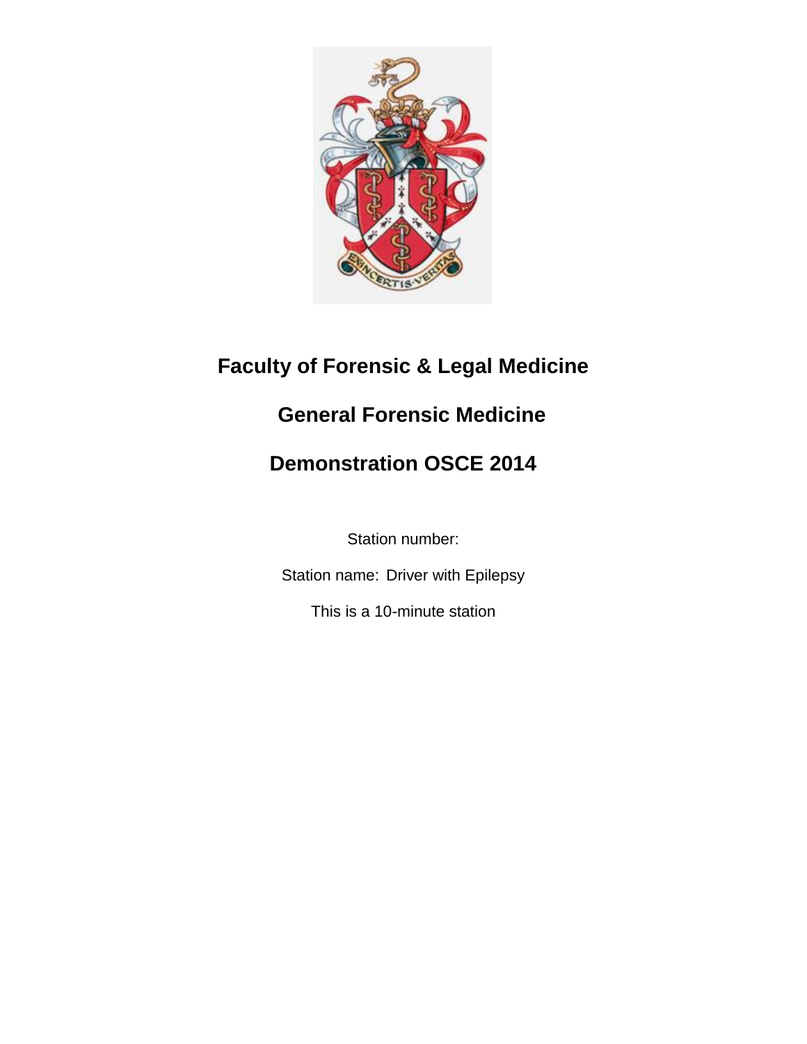# Faculty of Forensic & Legal Medicine

## General Forensic Medicine

## Demonstration OSCE 2014

Station number:

Station name: Driver with Epilepsy

This is a 10-minute station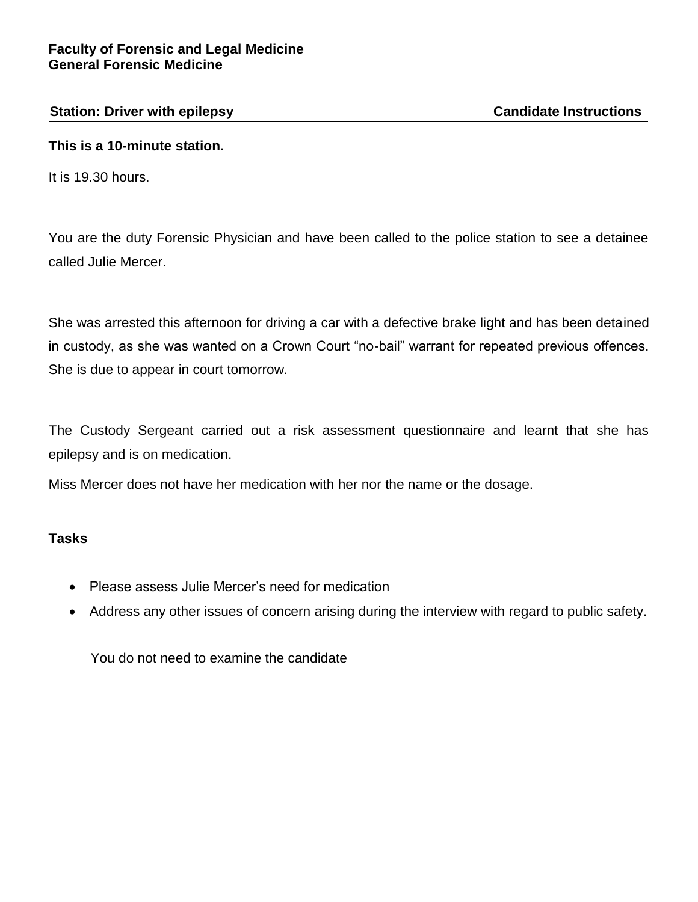**Faculty of Forensic and Legal Medicine**
**General Forensic Medicine**

**Station: Driver with epilepsy** **Candidate Instructions**

**This is a 10-minute station.**

It is 19.30 hours.

You are the duty Forensic Physician and have been called to the police station to see a detainee called Julie Mercer.

She was arrested this afternoon for driving a car with a defective brake light and has been detained in custody, as she was wanted on a Crown Court "no-bail" warrant for repeated previous offences. She is due to appear in court tomorrow.

The Custody Sergeant carried out a risk assessment questionnaire and learnt that she has epilepsy and is on medication.

Miss Mercer does not have her medication with her nor the name or the dosage.

**Tasks**

- Please assess Julie Mercer's need for medication
- Address any other issues of concern arising during the interview with regard to public safety.

You do not need to examine the candidate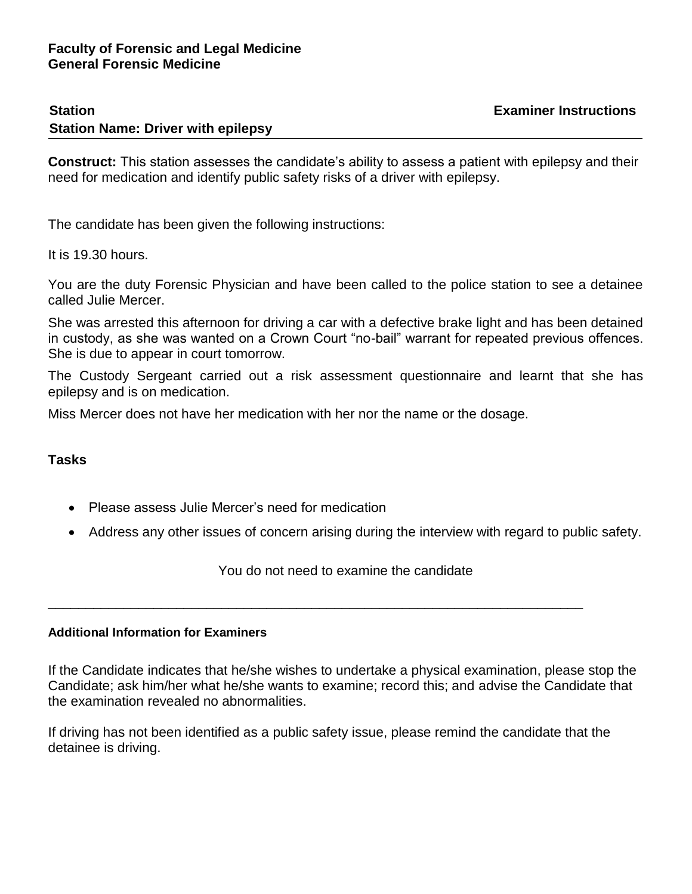**Faculty of Forensic and Legal Medicine**
**General Forensic Medicine**

**Station** **Examiner Instructions**
**Station Name: Driver with epilepsy**

---

**Construct:** This station assesses the candidate's ability to assess a patient with epilepsy and their need for medication and identify public safety risks of a driver with epilepsy.

The candidate has been given the following instructions:

It is 19.30 hours.

You are the duty Forensic Physician and have been called to the police station to see a detainee called Julie Mercer.

She was arrested this afternoon for driving a car with a defective brake light and has been detained in custody, as she was wanted on a Crown Court "no-bail" warrant for repeated previous offences. She is due to appear in court tomorrow.

The Custody Sergeant carried out a risk assessment questionnaire and learnt that she has epilepsy and is on medication.

Miss Mercer does not have her medication with her nor the name or the dosage.

## Tasks

- Please assess Julie Mercer's need for medication
- Address any other issues of concern arising during the interview with regard to public safety.

You do not need to examine the candidate

---

#### Additional Information for Examiners

If the Candidate indicates that he/she wishes to undertake a physical examination, please stop the Candidate; ask him/her what he/she wants to examine; record this; and advise the Candidate that the examination revealed no abnormalities.

If driving has not been identified as a public safety issue, please remind the candidate that the detainee is driving.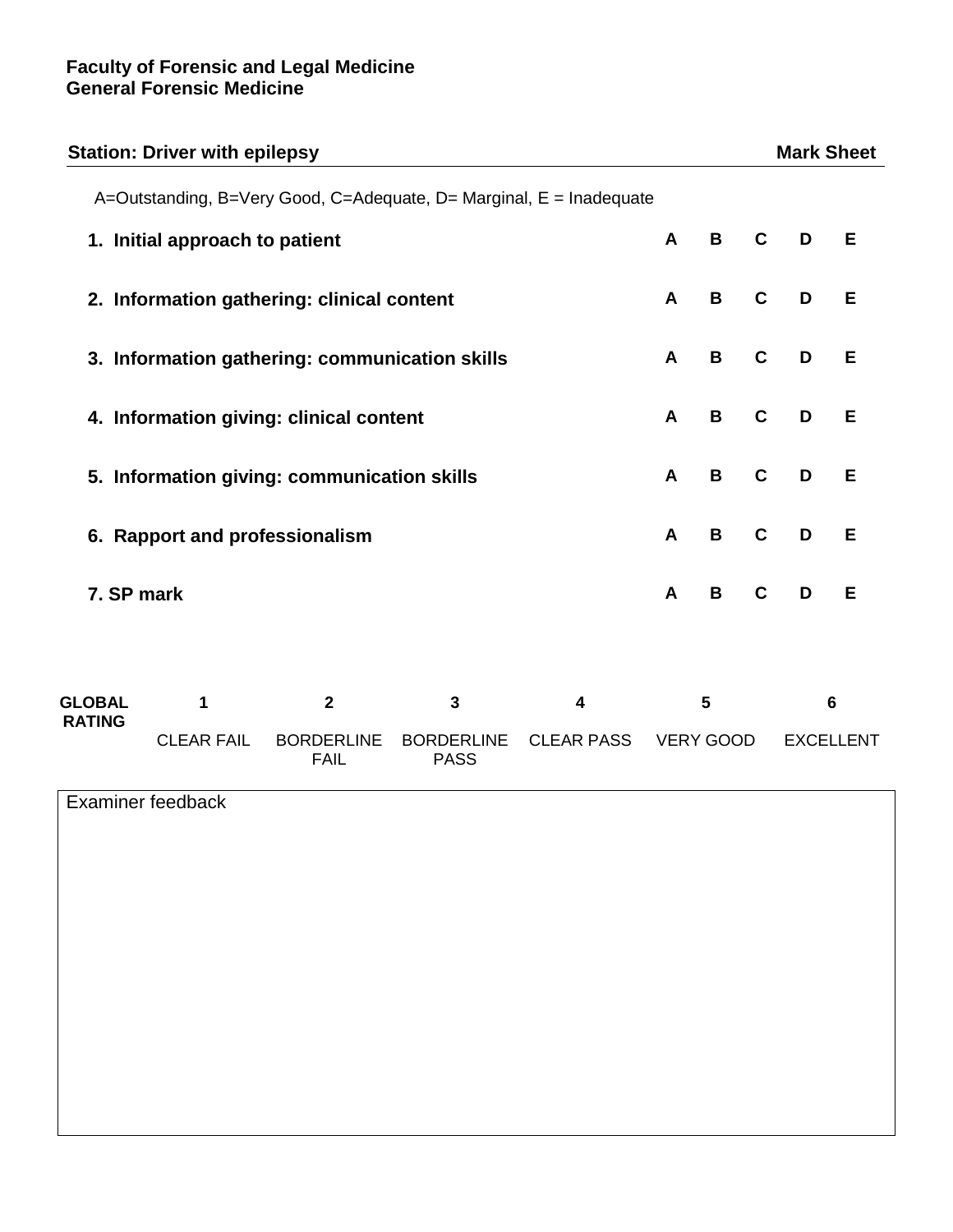**Faculty of Forensic and Legal Medicine**
**General Forensic Medicine**

**Station: Driver with epilepsy** **Mark Sheet**

A=Outstanding, B=Very Good, C=Adequate, D= Marginal, E = Inadequate

| | | | | | |
|---|---|---|---|---|---|
| **1. Initial approach to patient** | **A** | **B** | **C** | **D** | **E** |
| **2. Information gathering: clinical content** | **A** | **B** | **C** | **D** | **E** |
| **3. Information gathering: communication skills** | **A** | **B** | **C** | **D** | **E** |
| **4. Information giving: clinical content** | **A** | **B** | **C** | **D** | **E** |
| **5. Information giving: communication skills** | **A** | **B** | **C** | **D** | **E** |
| **6. Rapport and professionalism** | **A** | **B** | **C** | **D** | **E** |
| **7. SP mark** | **A** | **B** | **C** | **D** | **E** |

| **GLOBAL RATING** | **1** | **2** | **3** | **4** | **5** | **6** |
|---|---|---|---|---|---|---|
| | CLEAR FAIL | BORDERLINE FAIL | BORDERLINE PASS | CLEAR PASS | VERY GOOD | EXCELLENT |

Examiner feedback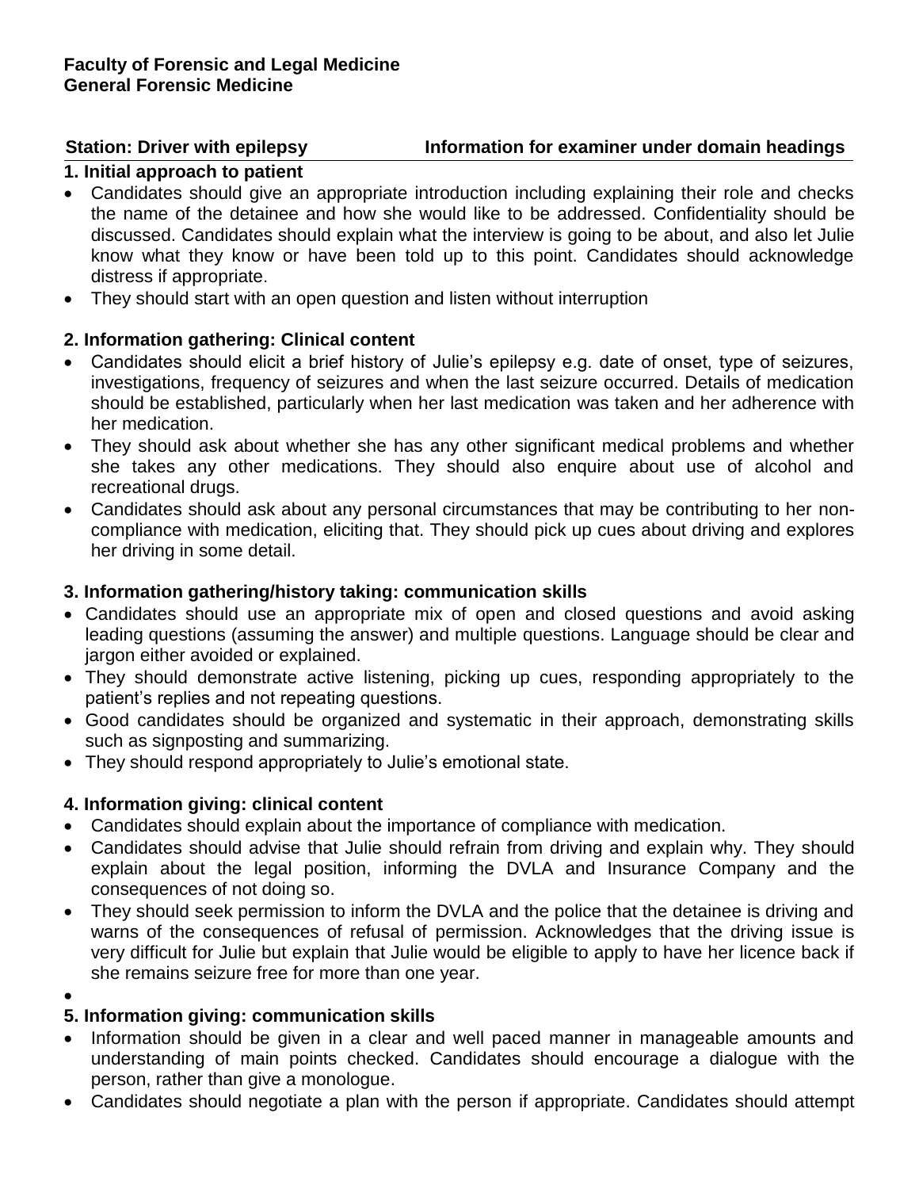**Faculty of Forensic and Legal Medicine**
**General Forensic Medicine**

**Station: Driver with epilepsy** **Information for examiner under domain headings**

**1. Initial approach to patient**

- Candidates should give an appropriate introduction including explaining their role and checks the name of the detainee and how she would like to be addressed. Confidentiality should be discussed. Candidates should explain what the interview is going to be about, and also let Julie know what they know or have been told up to this point. Candidates should acknowledge distress if appropriate.
- They should start with an open question and listen without interruption

**2. Information gathering: Clinical content**

- Candidates should elicit a brief history of Julie's epilepsy e.g. date of onset, type of seizures, investigations, frequency of seizures and when the last seizure occurred. Details of medication should be established, particularly when her last medication was taken and her adherence with her medication.
- They should ask about whether she has any other significant medical problems and whether she takes any other medications. They should also enquire about use of alcohol and recreational drugs.
- Candidates should ask about any personal circumstances that may be contributing to her non-compliance with medication, eliciting that. They should pick up cues about driving and explores her driving in some detail.

**3. Information gathering/history taking: communication skills**

- Candidates should use an appropriate mix of open and closed questions and avoid asking leading questions (assuming the answer) and multiple questions. Language should be clear and jargon either avoided or explained.
- They should demonstrate active listening, picking up cues, responding appropriately to the patient's replies and not repeating questions.
- Good candidates should be organized and systematic in their approach, demonstrating skills such as signposting and summarizing.
- They should respond appropriately to Julie's emotional state.

**4. Information giving: clinical content**

- Candidates should explain about the importance of compliance with medication.
- Candidates should advise that Julie should refrain from driving and explain why. They should explain about the legal position, informing the DVLA and Insurance Company and the consequences of not doing so.
- They should seek permission to inform the DVLA and the police that the detainee is driving and warns of the consequences of refusal of permission. Acknowledges that the driving issue is very difficult for Julie but explain that Julie would be eligible to apply to have her licence back if she remains seizure free for more than one year.
-

**5. Information giving: communication skills**

- Information should be given in a clear and well paced manner in manageable amounts and understanding of main points checked. Candidates should encourage a dialogue with the person, rather than give a monologue.
- Candidates should negotiate a plan with the person if appropriate. Candidates should attempt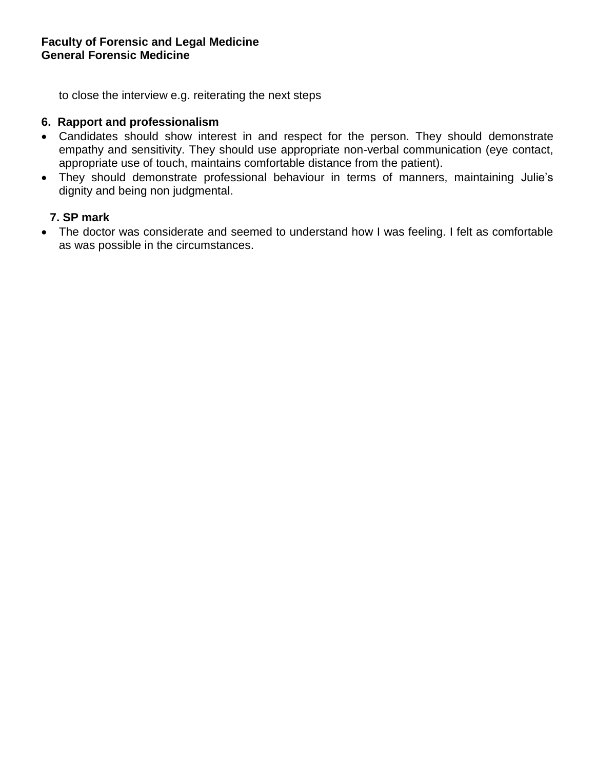to close the interview e.g. reiterating the next steps

**6. Rapport and professionalism**

- Candidates should show interest in and respect for the person. They should demonstrate empathy and sensitivity. They should use appropriate non-verbal communication (eye contact, appropriate use of touch, maintains comfortable distance from the patient).
- They should demonstrate professional behaviour in terms of manners, maintaining Julie's dignity and being non judgmental.

**7. SP mark**

- The doctor was considerate and seemed to understand how I was feeling. I felt as comfortable as was possible in the circumstances.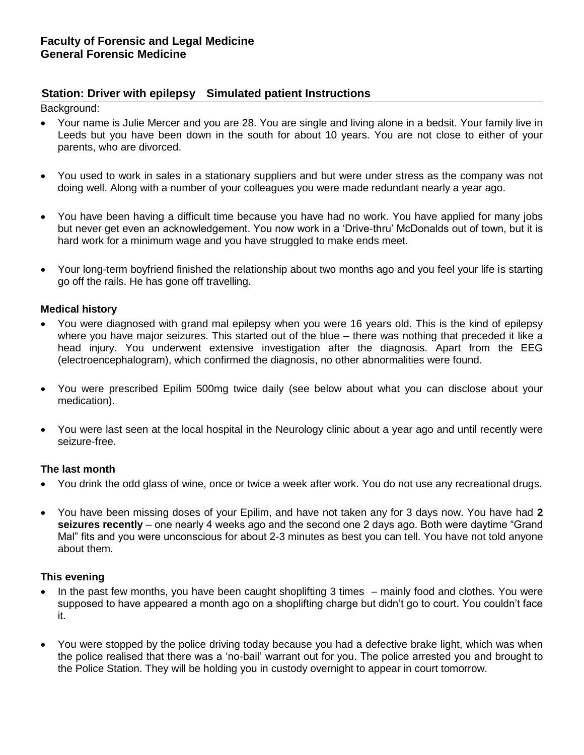**Faculty of Forensic and Legal Medicine**
**General Forensic Medicine**

## Station: Driver with epilepsy Simulated patient Instructions

Background:

- Your name is Julie Mercer and you are 28. You are single and living alone in a bedsit. Your family live in Leeds but you have been down in the south for about 10 years. You are not close to either of your parents, who are divorced.
- You used to work in sales in a stationary suppliers and but were under stress as the company was not doing well. Along with a number of your colleagues you were made redundant nearly a year ago.
- You have been having a difficult time because you have had no work. You have applied for many jobs but never get even an acknowledgement. You now work in a 'Drive-thru' McDonalds out of town, but it is hard work for a minimum wage and you have struggled to make ends meet.
- Your long-term boyfriend finished the relationship about two months ago and you feel your life is starting go off the rails. He has gone off travelling.

### Medical history

- You were diagnosed with grand mal epilepsy when you were 16 years old. This is the kind of epilepsy where you have major seizures. This started out of the blue – there was nothing that preceded it like a head injury. You underwent extensive investigation after the diagnosis. Apart from the EEG (electroencephalogram), which confirmed the diagnosis, no other abnormalities were found.
- You were prescribed Epilim 500mg twice daily (see below about what you can disclose about your medication).
- You were last seen at the local hospital in the Neurology clinic about a year ago and until recently were seizure-free.

### The last month

- You drink the odd glass of wine, once or twice a week after work. You do not use any recreational drugs.
- You have been missing doses of your Epilim, and have not taken any for 3 days now. You have had **2 seizures recently** – one nearly 4 weeks ago and the second one 2 days ago. Both were daytime "Grand Mal" fits and you were unconscious for about 2-3 minutes as best you can tell. You have not told anyone about them.

### This evening

- In the past few months, you have been caught shoplifting 3 times – mainly food and clothes. You were supposed to have appeared a month ago on a shoplifting charge but didn't go to court. You couldn't face it.
- You were stopped by the police driving today because you had a defective brake light, which was when the police realised that there was a 'no-bail' warrant out for you. The police arrested you and brought to the Police Station. They will be holding you in custody overnight to appear in court tomorrow.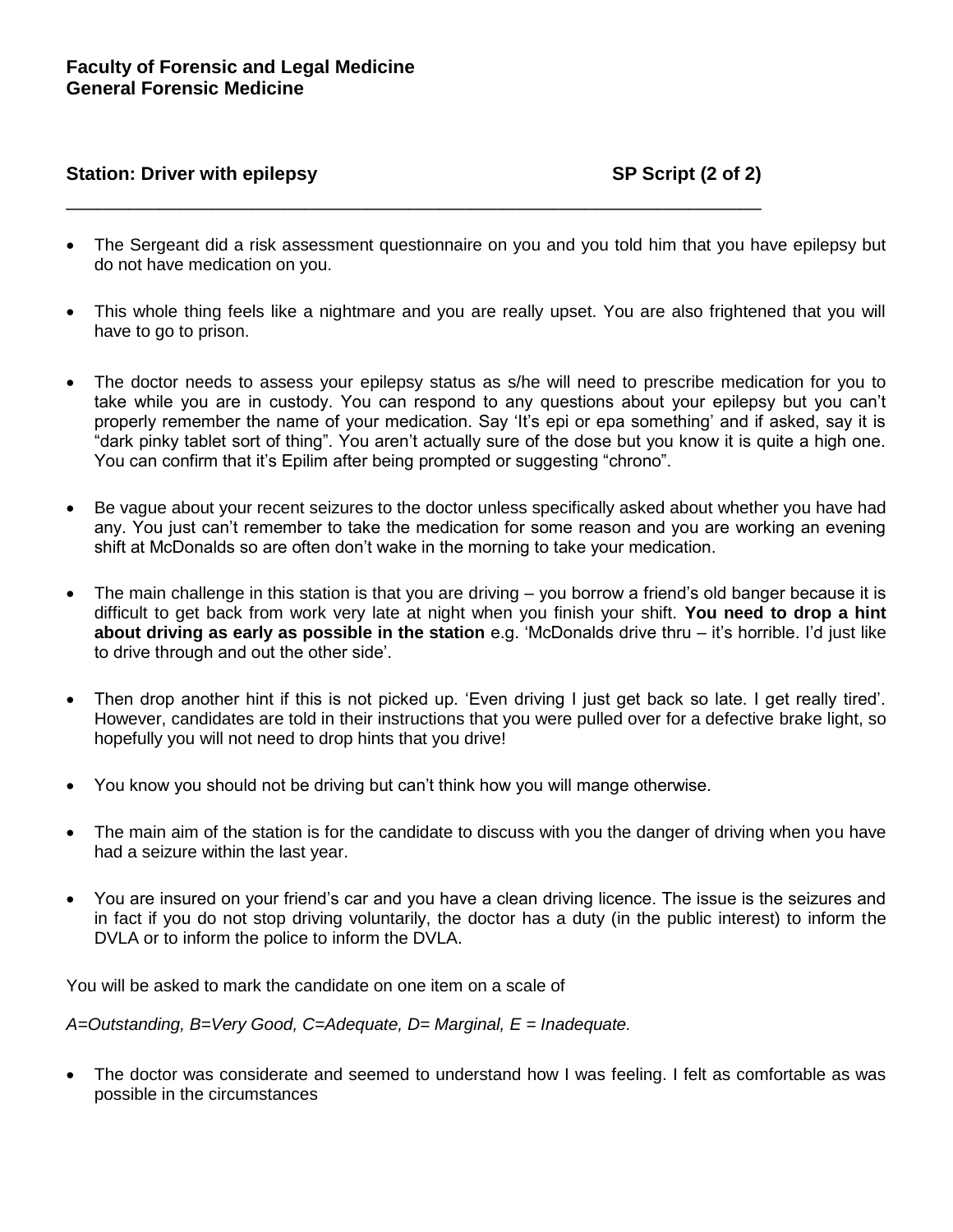**Faculty of Forensic and Legal Medicine**
**General Forensic Medicine**

**Station: Driver with epilepsy** **SP Script (2 of 2)**

---

- The Sergeant did a risk assessment questionnaire on you and you told him that you have epilepsy but do not have medication on you.

- This whole thing feels like a nightmare and you are really upset. You are also frightened that you will have to go to prison.

- The doctor needs to assess your epilepsy status as s/he will need to prescribe medication for you to take while you are in custody. You can respond to any questions about your epilepsy but you can't properly remember the name of your medication. Say 'It's epi or epa something' and if asked, say it is "dark pinky tablet sort of thing". You aren't actually sure of the dose but you know it is quite a high one. You can confirm that it's Epilim after being prompted or suggesting "chrono".

- Be vague about your recent seizures to the doctor unless specifically asked about whether you have had any. You just can't remember to take the medication for some reason and you are working an evening shift at McDonalds so are often don't wake in the morning to take your medication.

- The main challenge in this station is that you are driving – you borrow a friend's old banger because it is difficult to get back from work very late at night when you finish your shift. **You need to drop a hint about driving as early as possible in the station** e.g. 'McDonalds drive thru – it's horrible. I'd just like to drive through and out the other side'.

- Then drop another hint if this is not picked up. 'Even driving I just get back so late. I get really tired'. However, candidates are told in their instructions that you were pulled over for a defective brake light, so hopefully you will not need to drop hints that you drive!

- You know you should not be driving but can't think how you will mange otherwise.

- The main aim of the station is for the candidate to discuss with you the danger of driving when you have had a seizure within the last year.

- You are insured on your friend's car and you have a clean driving licence. The issue is the seizures and in fact if you do not stop driving voluntarily, the doctor has a duty (in the public interest) to inform the DVLA or to inform the police to inform the DVLA.

You will be asked to mark the candidate on one item on a scale of

*A=Outstanding, B=Very Good, C=Adequate, D= Marginal, E = Inadequate.*

- The doctor was considerate and seemed to understand how I was feeling. I felt as comfortable as was possible in the circumstances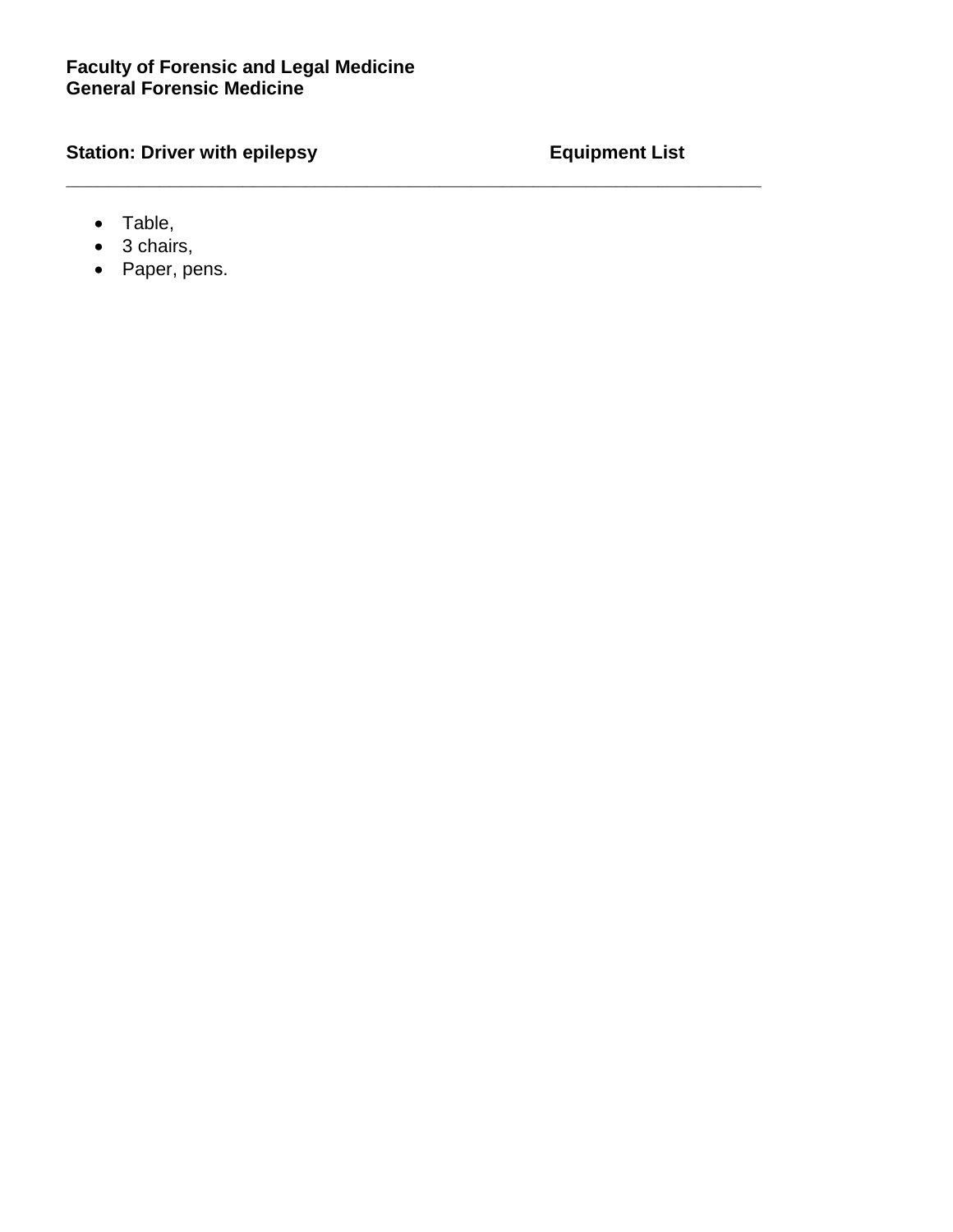**Faculty of Forensic and Legal Medicine**
**General Forensic Medicine**

**Station: Driver with epilepsy** **Equipment List**

---

- Table,
- 3 chairs,
- Paper, pens.